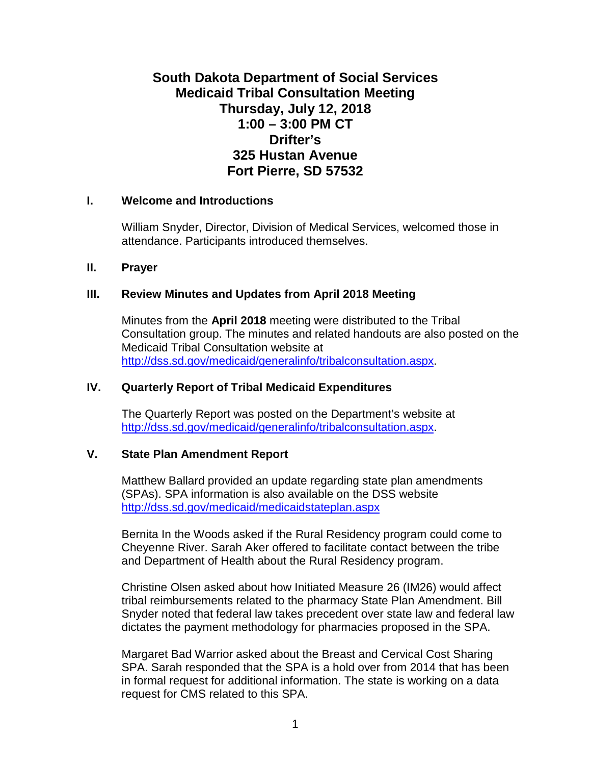# South Dakota Department of Social Services
# Medicaid Tribal Consultation Meeting
# Thursday, July 12, 2018
# 1:00 – 3:00 PM CT
# Drifter's
# 325 Hustan Avenue
# Fort Pierre, SD 57532

## I. Welcome and Introductions

William Snyder, Director, Division of Medical Services, welcomed those in attendance. Participants introduced themselves.

## II. Prayer

## III. Review Minutes and Updates from April 2018 Meeting

Minutes from the **April 2018** meeting were distributed to the Tribal Consultation group. The minutes and related handouts are also posted on the Medicaid Tribal Consultation website at http://dss.sd.gov/medicaid/generalinfo/tribalconsultation.aspx.

## IV. Quarterly Report of Tribal Medicaid Expenditures

The Quarterly Report was posted on the Department's website at http://dss.sd.gov/medicaid/generalinfo/tribalconsultation.aspx.

## V. State Plan Amendment Report

Matthew Ballard provided an update regarding state plan amendments (SPAs). SPA information is also available on the DSS website http://dss.sd.gov/medicaid/medicaidstateplan.aspx

Bernita In the Woods asked if the Rural Residency program could come to Cheyenne River. Sarah Aker offered to facilitate contact between the tribe and Department of Health about the Rural Residency program.

Christine Olsen asked about how Initiated Measure 26 (IM26) would affect tribal reimbursements related to the pharmacy State Plan Amendment. Bill Snyder noted that federal law takes precedent over state law and federal law dictates the payment methodology for pharmacies proposed in the SPA.

Margaret Bad Warrior asked about the Breast and Cervical Cost Sharing SPA. Sarah responded that the SPA is a hold over from 2014 that has been in formal request for additional information. The state is working on a data request for CMS related to this SPA.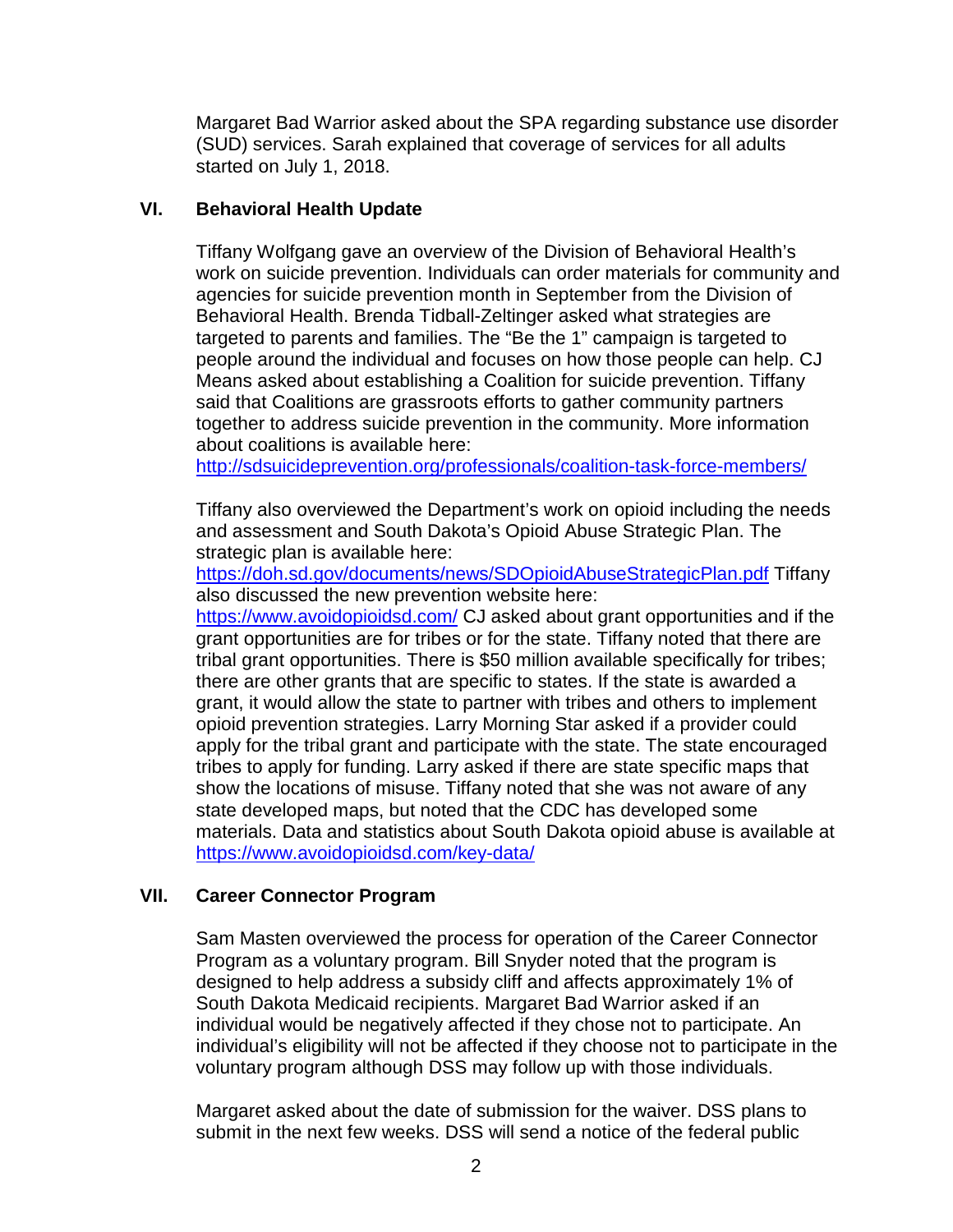Margaret Bad Warrior asked about the SPA regarding substance use disorder (SUD) services. Sarah explained that coverage of services for all adults started on July 1, 2018.

## VI. Behavioral Health Update

Tiffany Wolfgang gave an overview of the Division of Behavioral Health's work on suicide prevention. Individuals can order materials for community and agencies for suicide prevention month in September from the Division of Behavioral Health. Brenda Tidball-Zeltinger asked what strategies are targeted to parents and families. The "Be the 1" campaign is targeted to people around the individual and focuses on how those people can help. CJ Means asked about establishing a Coalition for suicide prevention. Tiffany said that Coalitions are grassroots efforts to gather community partners together to address suicide prevention in the community. More information about coalitions is available here: http://sdsuicideprevention.org/professionals/coalition-task-force-members/

Tiffany also overviewed the Department's work on opioid including the needs and assessment and South Dakota's Opioid Abuse Strategic Plan. The strategic plan is available here: https://doh.sd.gov/documents/news/SDOpioidAbuseStrategicPlan.pdf Tiffany also discussed the new prevention website here: https://www.avoidopioidsd.com/ CJ asked about grant opportunities and if the grant opportunities are for tribes or for the state. Tiffany noted that there are tribal grant opportunities. There is $50 million available specifically for tribes; there are other grants that are specific to states. If the state is awarded a grant, it would allow the state to partner with tribes and others to implement opioid prevention strategies. Larry Morning Star asked if a provider could apply for the tribal grant and participate with the state. The state encouraged tribes to apply for funding. Larry asked if there are state specific maps that show the locations of misuse. Tiffany noted that she was not aware of any state developed maps, but noted that the CDC has developed some materials. Data and statistics about South Dakota opioid abuse is available at https://www.avoidopioidsd.com/key-data/

## VII. Career Connector Program

Sam Masten overviewed the process for operation of the Career Connector Program as a voluntary program. Bill Snyder noted that the program is designed to help address a subsidy cliff and affects approximately 1% of South Dakota Medicaid recipients. Margaret Bad Warrior asked if an individual would be negatively affected if they chose not to participate. An individual's eligibility will not be affected if they choose not to participate in the voluntary program although DSS may follow up with those individuals.

Margaret asked about the date of submission for the waiver. DSS plans to submit in the next few weeks. DSS will send a notice of the federal public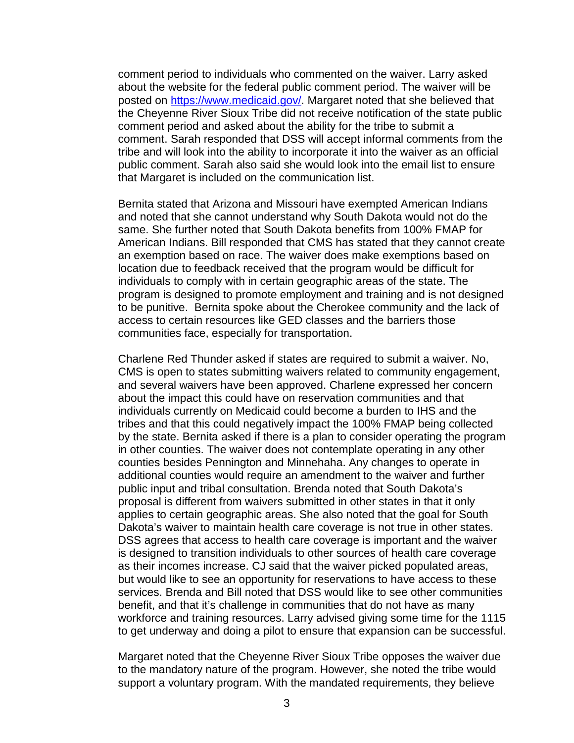comment period to individuals who commented on the waiver. Larry asked about the website for the federal public comment period. The waiver will be posted on [https://www.medicaid.gov/](https://www.medicaid.gov/). Margaret noted that she believed that the Cheyenne River Sioux Tribe did not receive notification of the state public comment period and asked about the ability for the tribe to submit a comment. Sarah responded that DSS will accept informal comments from the tribe and will look into the ability to incorporate it into the waiver as an official public comment. Sarah also said she would look into the email list to ensure that Margaret is included on the communication list.

Bernita stated that Arizona and Missouri have exempted American Indians and noted that she cannot understand why South Dakota would not do the same. She further noted that South Dakota benefits from 100% FMAP for American Indians. Bill responded that CMS has stated that they cannot create an exemption based on race. The waiver does make exemptions based on location due to feedback received that the program would be difficult for individuals to comply with in certain geographic areas of the state. The program is designed to promote employment and training and is not designed to be punitive. Bernita spoke about the Cherokee community and the lack of access to certain resources like GED classes and the barriers those communities face, especially for transportation.

Charlene Red Thunder asked if states are required to submit a waiver. No, CMS is open to states submitting waivers related to community engagement, and several waivers have been approved. Charlene expressed her concern about the impact this could have on reservation communities and that individuals currently on Medicaid could become a burden to IHS and the tribes and that this could negatively impact the 100% FMAP being collected by the state. Bernita asked if there is a plan to consider operating the program in other counties. The waiver does not contemplate operating in any other counties besides Pennington and Minnehaha. Any changes to operate in additional counties would require an amendment to the waiver and further public input and tribal consultation. Brenda noted that South Dakota's proposal is different from waivers submitted in other states in that it only applies to certain geographic areas. She also noted that the goal for South Dakota's waiver to maintain health care coverage is not true in other states. DSS agrees that access to health care coverage is important and the waiver is designed to transition individuals to other sources of health care coverage as their incomes increase. CJ said that the waiver picked populated areas, but would like to see an opportunity for reservations to have access to these services. Brenda and Bill noted that DSS would like to see other communities benefit, and that it's challenge in communities that do not have as many workforce and training resources. Larry advised giving some time for the 1115 to get underway and doing a pilot to ensure that expansion can be successful.

Margaret noted that the Cheyenne River Sioux Tribe opposes the waiver due to the mandatory nature of the program. However, she noted the tribe would support a voluntary program. With the mandated requirements, they believe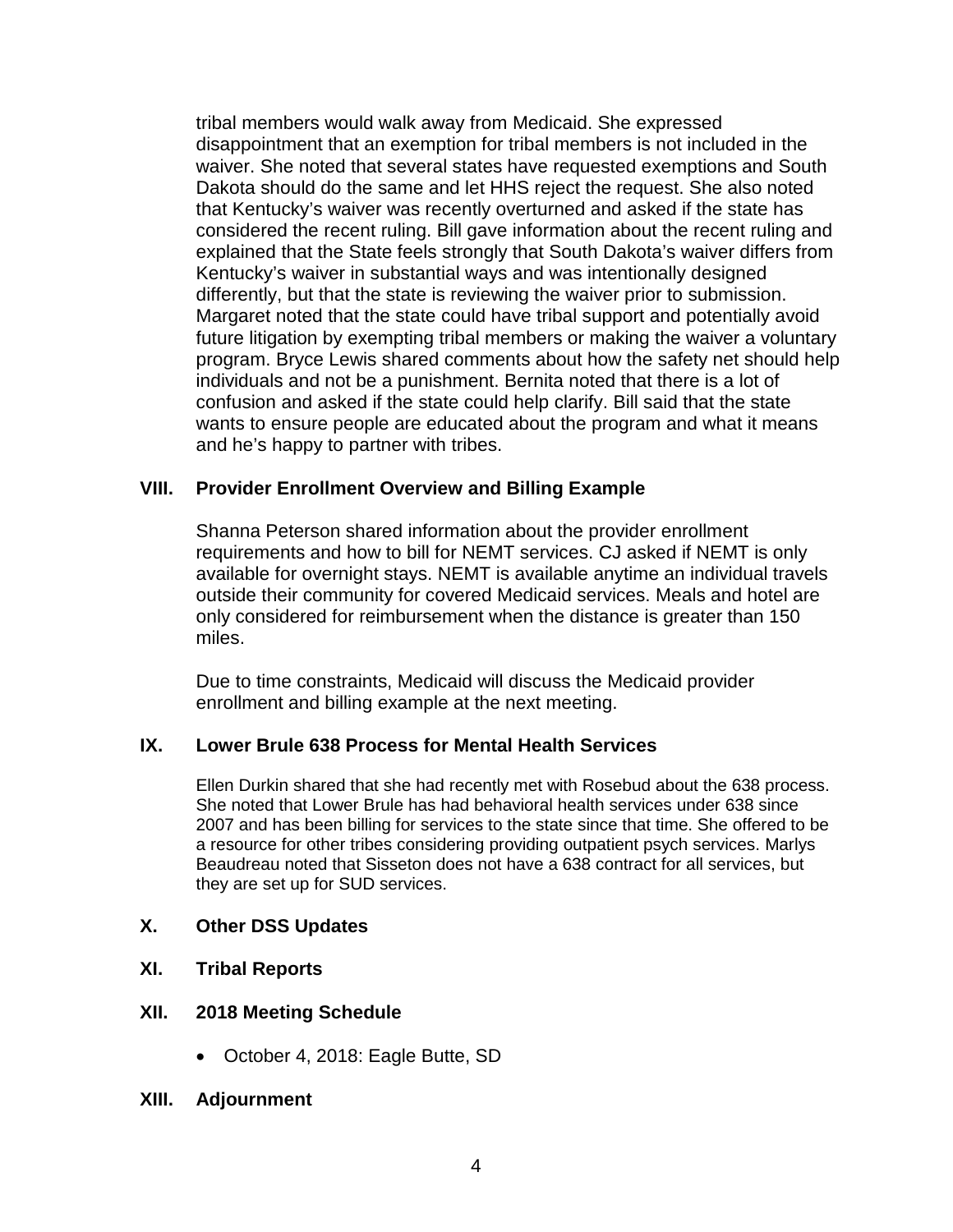tribal members would walk away from Medicaid. She expressed disappointment that an exemption for tribal members is not included in the waiver. She noted that several states have requested exemptions and South Dakota should do the same and let HHS reject the request. She also noted that Kentucky's waiver was recently overturned and asked if the state has considered the recent ruling. Bill gave information about the recent ruling and explained that the State feels strongly that South Dakota's waiver differs from Kentucky's waiver in substantial ways and was intentionally designed differently, but that the state is reviewing the waiver prior to submission. Margaret noted that the state could have tribal support and potentially avoid future litigation by exempting tribal members or making the waiver a voluntary program. Bryce Lewis shared comments about how the safety net should help individuals and not be a punishment. Bernita noted that there is a lot of confusion and asked if the state could help clarify. Bill said that the state wants to ensure people are educated about the program and what it means and he's happy to partner with tribes.

## VIII. Provider Enrollment Overview and Billing Example

Shanna Peterson shared information about the provider enrollment requirements and how to bill for NEMT services. CJ asked if NEMT is only available for overnight stays. NEMT is available anytime an individual travels outside their community for covered Medicaid services. Meals and hotel are only considered for reimbursement when the distance is greater than 150 miles.

Due to time constraints, Medicaid will discuss the Medicaid provider enrollment and billing example at the next meeting.

## IX. Lower Brule 638 Process for Mental Health Services

Ellen Durkin shared that she had recently met with Rosebud about the 638 process. She noted that Lower Brule has had behavioral health services under 638 since 2007 and has been billing for services to the state since that time. She offered to be a resource for other tribes considering providing outpatient psych services. Marlys Beaudreau noted that Sisseton does not have a 638 contract for all services, but they are set up for SUD services.

## X. Other DSS Updates

## XI. Tribal Reports

## XII. 2018 Meeting Schedule

- October 4, 2018: Eagle Butte, SD

## XIII. Adjournment